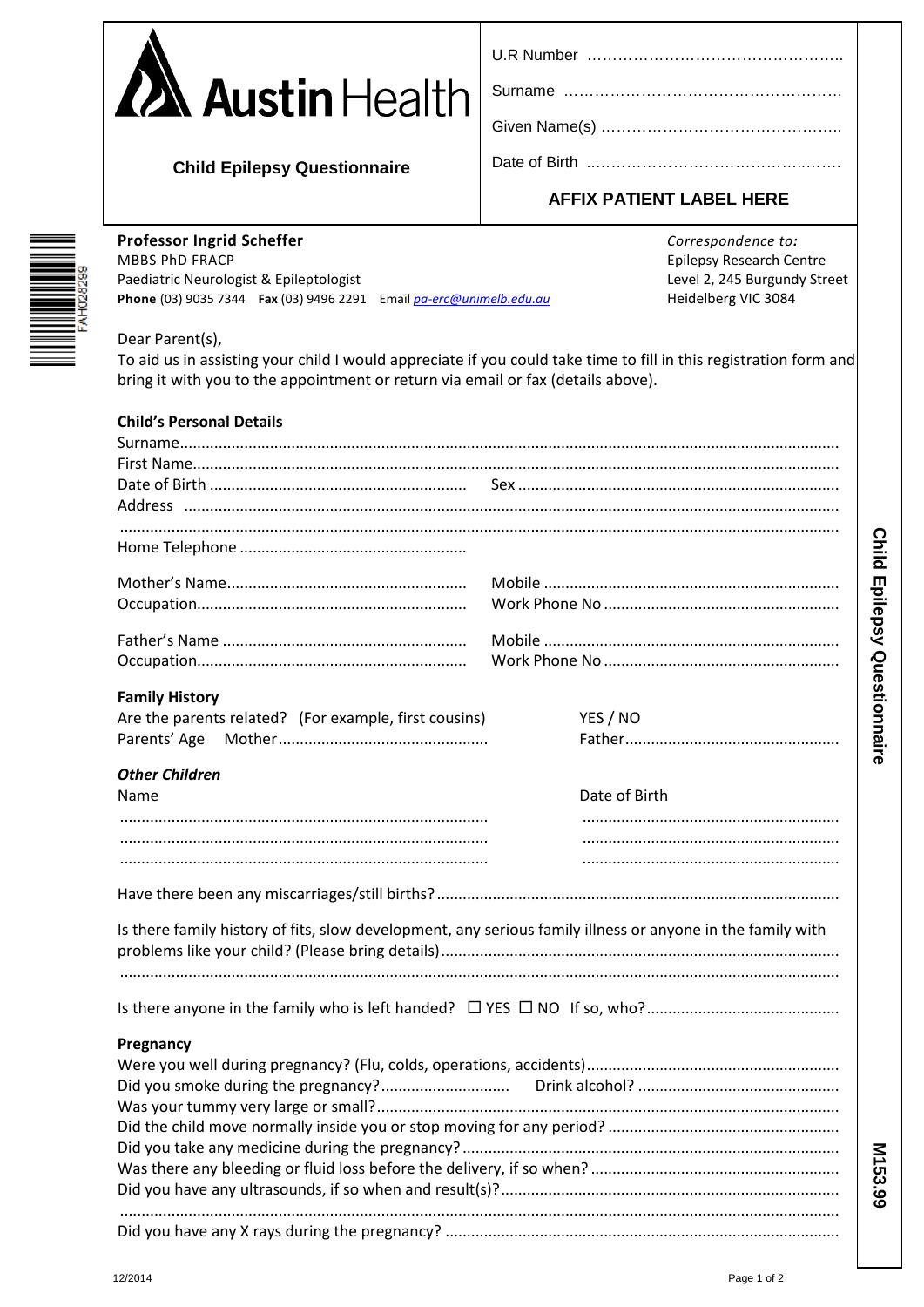# Austin Health

**Child Epilepsy Questionnaire**

U.R Number ……………………………………………..

Surname ………………………………………………

Given Name(s) …………………………………………

Date of Birth ……………………………………………

**AFFIX PATIENT LABEL HERE**

FAH028299

**Professor Ingrid Scheffer**
MBBS PhD FRACP
Paediatric Neurologist & Epileptologist
**Phone** (03) 9035 7344 **Fax** (03) 9496 2291 Email *pa-erc@unimelb.edu.au*

*Correspondence to:*
Epilepsy Research Centre
Level 2, 245 Burgundy Street
Heidelberg VIC 3084

Dear Parent(s),

To aid us in assisting your child I would appreciate if you could take time to fill in this registration form and bring it with you to the appointment or return via email or fax (details above).

### Child's Personal Details

Surname..........................................................................................................................................

First Name......................................................................................................................................

Date of Birth ........................................................... Sex ...........................................................

Address ...........................................................................................................................................

.........................................................................................................................................................

Home Telephone ....................................................

Mother's Name....................................................... Mobile ....................................................

Occupation.............................................................. Work Phone No ......................................

Father's Name ........................................................ Mobile ....................................................

Occupation.............................................................. Work Phone No ......................................

### Family History

Are the parents related? (For example, first cousins) YES / NO

Parents' Age Mother................................................ Father.................................................

#### *Other Children*

| Name | Date of Birth |
|---|---|
| .................................................................................... | ........................................................... |
| .................................................................................... | ........................................................... |
| .................................................................................... | ........................................................... |

Have there been any miscarriages/still births?............................................................................

Is there family history of fits, slow development, any serious family illness or anyone in the family with problems like your child? (Please bring details)...........................................................................

.........................................................................................................................................................

Is there anyone in the family who is left handed? ☐ YES ☐ NO If so, who?............................................

### Pregnancy

Were you well during pregnancy? (Flu, colds, operations, accidents)..........................................................

Did you smoke during the pregnancy?............................. Drink alcohol? ..............................................

Was your tummy very large or small?...........................................................................................

Did the child move normally inside you or stop moving for any period? .....................................................

Did you take any medicine during the pregnancy?......................................................................

Was there any bleeding or fluid loss before the delivery, if so when? .........................................................

Did you have any ultrasounds, if so when and result(s)?.............................................................

.........................................................................................................................................................

Did you have any X rays during the pregnancy? .........................................................................

12/2014

M153.99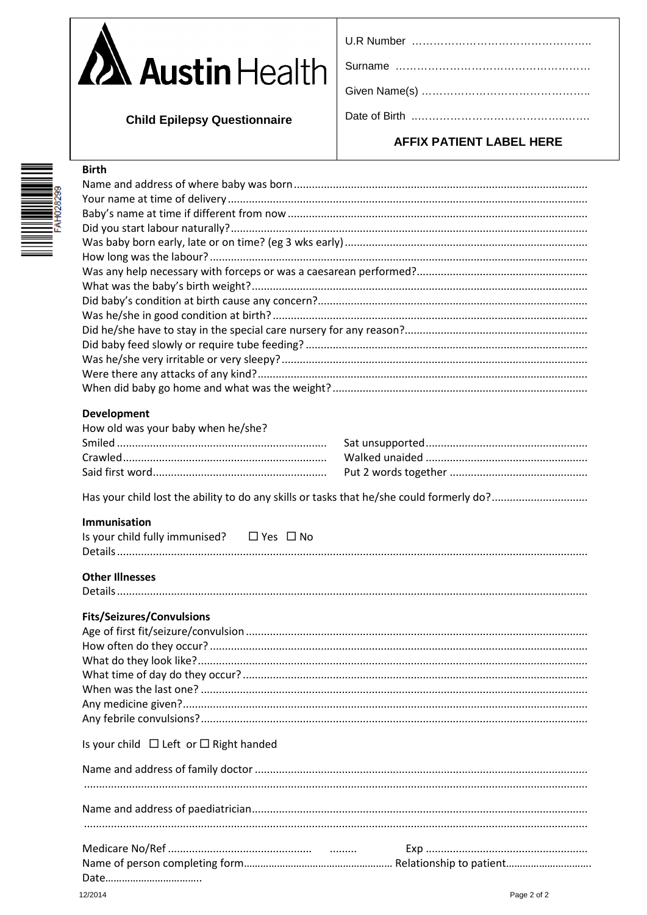**Austin Health**

**Child Epilepsy Questionnaire**

U.R Number ……………………………………………..

Surname ………………………………………………

Given Name(s) ……………………………………….

Date of Birth ……………………………………….

**AFFIX PATIENT LABEL HERE**

FAH028299

## Birth

Name and address of where baby was born ................................................................................................

Your name at time of delivery ......................................................................................................................

Baby's name at time if different from now ..................................................................................................

Did you start labour naturally? .....................................................................................................................

Was baby born early, late or on time? (eg 3 wks early) ...............................................................................

How long was the labour? ............................................................................................................................

Was any help necessary with forceps or was a caesarean performed? ........................................................

What was the baby's birth weight? ..............................................................................................................

Did baby's condition at birth cause any concern? ........................................................................................

Was he/she in good condition at birth? .......................................................................................................

Did he/she have to stay in the special care nursery for any reason? ............................................................

Did baby feed slowly or require tube feeding? .............................................................................................

Was he/she very irritable or very sleepy? .....................................................................................................

Were there any attacks of any kind? .............................................................................................................

When did baby go home and what was the weight? .....................................................................................

## Development

How old was your baby when he/she?

Smiled ..................................................................... Sat unsupported .....................................................

Crawled ................................................................... Walked unaided .....................................................

Said first word .......................................................... Put 2 words together .............................................

Has your child lost the ability to do any skills or tasks that he/she could formerly do? ...............................

## Immunisation

Is your child fully immunised? ☐ Yes ☐ No

Details ...........................................................................................................................................................

## Other Illnesses

Details ...........................................................................................................................................................

## Fits/Seizures/Convulsions

Age of first fit/seizure/convulsion .................................................................................................................

How often do they occur? .............................................................................................................................

What do they look like? .................................................................................................................................

What time of day do they occur? ..................................................................................................................

When was the last one? ................................................................................................................................

Any medicine given? ......................................................................................................................................

Any febrile convulsions? ................................................................................................................................

Is your child ☐ Left or ☐ Right handed

Name and address of family doctor ..............................................................................................................

.......................................................................................................................................................................

Name and address of paediatrician ...............................................................................................................

.......................................................................................................................................................................

Medicare No/Ref ................................................ ......... Exp ......................................................

Name of person completing form .................................................... Relationship to patient ..............................

Date……………………………..

12/2014